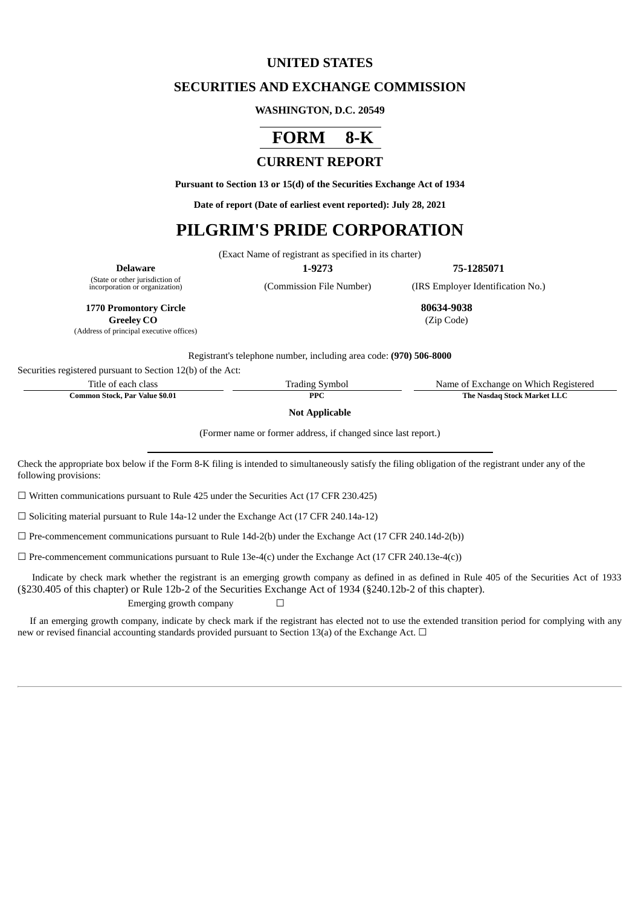# UNITED STATES

## SECURITIES AND EXCHANGE COMMISSION

**WASHINGTON, D.C. 20549**

# FORM 8-K

## CURRENT REPORT

**Pursuant to Section 13 or 15(d) of the Securities Exchange Act of 1934**

**Date of report (Date of earliest event reported): July 28, 2021**

# PILGRIM'S PRIDE CORPORATION

(Exact Name of registrant as specified in its charter)

| **Delaware** | **1-9273** | **75-1285071** |
|---|---|---|
| (State or other jurisdiction of incorporation or organization) | (Commission File Number) | (IRS Employer Identification No.) |

**1770 Promontory Circle**
**Greeley CO**
(Address of principal executive offices)

**80634-9038**
(Zip Code)

Registrant's telephone number, including area code: **(970) 506-8000**

Securities registered pursuant to Section 12(b) of the Act:

| Title of each class | Trading Symbol | Name of Exchange on Which Registered |
|---|---|---|
| **Common Stock, Par Value $0.01** | **PPC** | **The Nasdaq Stock Market LLC** |

**Not Applicable**

(Former name or former address, if changed since last report.)

Check the appropriate box below if the Form 8-K filing is intended to simultaneously satisfy the filing obligation of the registrant under any of the following provisions:

☐ Written communications pursuant to Rule 425 under the Securities Act (17 CFR 230.425)

☐ Soliciting material pursuant to Rule 14a-12 under the Exchange Act (17 CFR 240.14a-12)

☐ Pre-commencement communications pursuant to Rule 14d-2(b) under the Exchange Act (17 CFR 240.14d-2(b))

☐ Pre-commencement communications pursuant to Rule 13e-4(c) under the Exchange Act (17 CFR 240.13e-4(c))

Indicate by check mark whether the registrant is an emerging growth company as defined in as defined in Rule 405 of the Securities Act of 1933 (§230.405 of this chapter) or Rule 12b-2 of the Securities Exchange Act of 1934 (§240.12b-2 of this chapter).

Emerging growth company ☐

If an emerging growth company, indicate by check mark if the registrant has elected not to use the extended transition period for complying with any new or revised financial accounting standards provided pursuant to Section 13(a) of the Exchange Act. ☐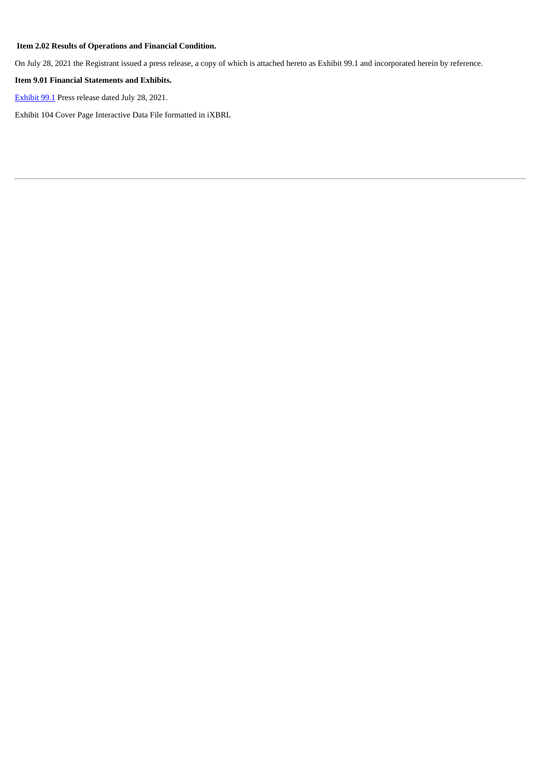**Item 2.02 Results of Operations and Financial Condition.**

On July 28, 2021 the Registrant issued a press release, a copy of which is attached hereto as Exhibit 99.1 and incorporated herein by reference.

**Item 9.01 Financial Statements and Exhibits.**

Exhibit 99.1 Press release dated July 28, 2021.

Exhibit 104 Cover Page Interactive Data File formatted in iXBRL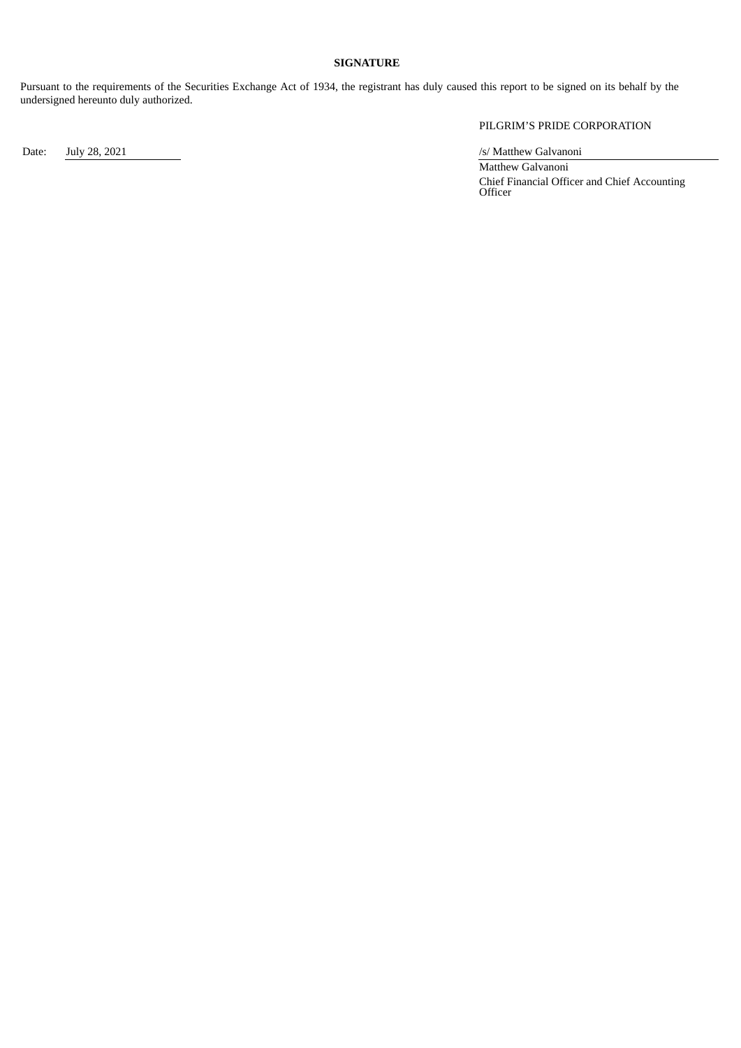**SIGNATURE**

Pursuant to the requirements of the Securities Exchange Act of 1934, the registrant has duly caused this report to be signed on its behalf by the undersigned hereunto duly authorized.

PILGRIM'S PRIDE CORPORATION

Date: July 28, 2021

/s/ Matthew Galvanoni

Matthew Galvanoni

Chief Financial Officer and Chief Accounting Officer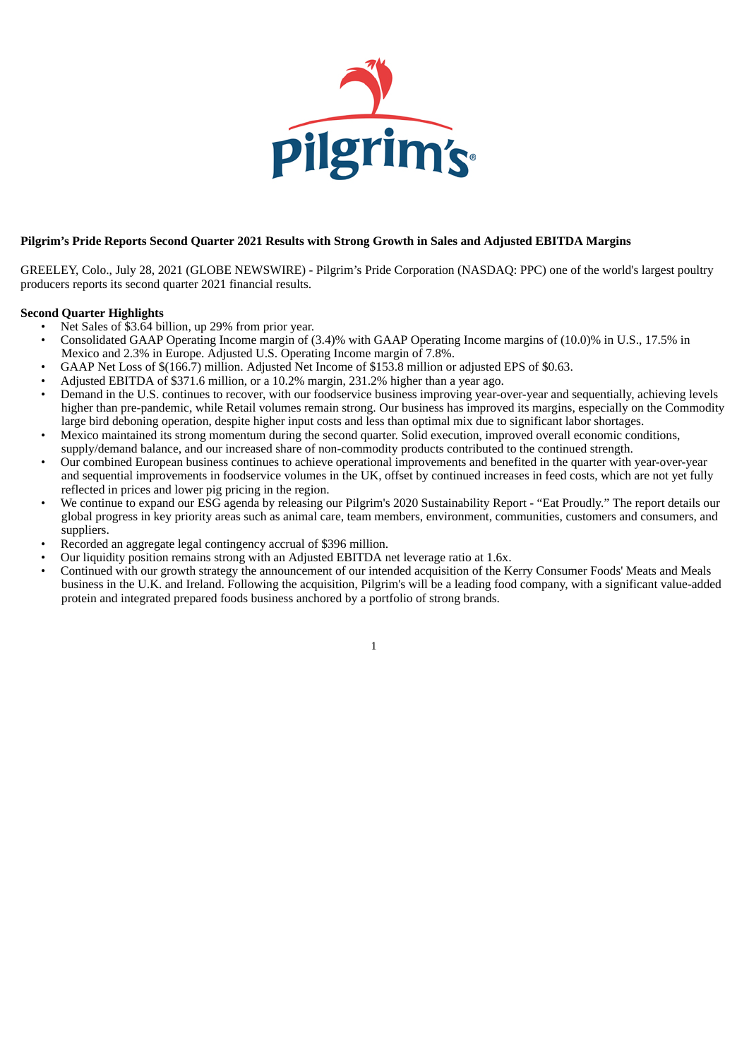**Pilgrim's Pride Reports Second Quarter 2021 Results with Strong Growth in Sales and Adjusted EBITDA Margins**

GREELEY, Colo., July 28, 2021 (GLOBE NEWSWIRE) - Pilgrim's Pride Corporation (NASDAQ: PPC) one of the world's largest poultry producers reports its second quarter 2021 financial results.

**Second Quarter Highlights**

- Net Sales of $3.64 billion, up 29% from prior year.
- Consolidated GAAP Operating Income margin of (3.4)% with GAAP Operating Income margins of (10.0)% in U.S., 17.5% in Mexico and 2.3% in Europe. Adjusted U.S. Operating Income margin of 7.8%.
- GAAP Net Loss of $(166.7) million. Adjusted Net Income of $153.8 million or adjusted EPS of $0.63.
- Adjusted EBITDA of $371.6 million, or a 10.2% margin, 231.2% higher than a year ago.
- Demand in the U.S. continues to recover, with our foodservice business improving year-over-year and sequentially, achieving levels higher than pre-pandemic, while Retail volumes remain strong. Our business has improved its margins, especially on the Commodity large bird deboning operation, despite higher input costs and less than optimal mix due to significant labor shortages.
- Mexico maintained its strong momentum during the second quarter. Solid execution, improved overall economic conditions, supply/demand balance, and our increased share of non-commodity products contributed to the continued strength.
- Our combined European business continues to achieve operational improvements and benefited in the quarter with year-over-year and sequential improvements in foodservice volumes in the UK, offset by continued increases in feed costs, which are not yet fully reflected in prices and lower pig pricing in the region.
- We continue to expand our ESG agenda by releasing our Pilgrim's 2020 Sustainability Report - "Eat Proudly." The report details our global progress in key priority areas such as animal care, team members, environment, communities, customers and consumers, and suppliers.
- Recorded an aggregate legal contingency accrual of $396 million.
- Our liquidity position remains strong with an Adjusted EBITDA net leverage ratio at 1.6x.
- Continued with our growth strategy the announcement of our intended acquisition of the Kerry Consumer Foods' Meats and Meals business in the U.K. and Ireland. Following the acquisition, Pilgrim's will be a leading food company, with a significant value-added protein and integrated prepared foods business anchored by a portfolio of strong brands.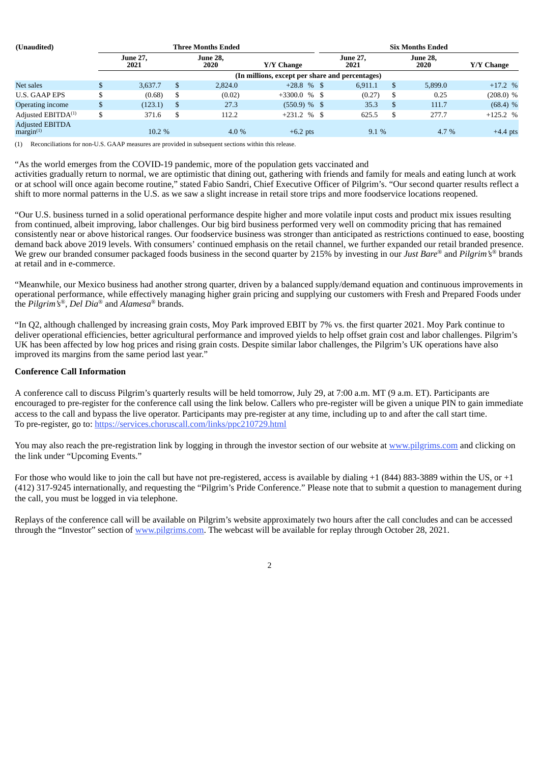| (Unaudited) | Three Months Ended | | | Six Months Ended | | |
|---|---|---|---|---|---|---|
| | June 27, 2021 | June 28, 2020 | Y/Y Change | June 27, 2021 | June 28, 2020 | Y/Y Change |
| | (In millions, except per share and percentages) | | | | | |
| Net sales | $ 3,637.7 | $ 2,824.0 | +28.8 % | $ 6,911.1 | $ 5,899.0 | +17.2 % |
| U.S. GAAP EPS | $ (0.68) | $ (0.02) | +3300.0 % | $ (0.27) | $ 0.25 | (208.0) % |
| Operating income | $ (123.1) | $ 27.3 | (550.9) % | $ 35.3 | $ 111.7 | (68.4) % |
| Adjusted EBITDA[(1)] | $ 371.6 | $ 112.2 | +231.2 % | $ 625.5 | $ 277.7 | +125.2 % |
| Adjusted EBITDA margin[(1)] | 10.2 % | 4.0 % | +6.2 pts | 9.1 % | 4.7 % | +4.4 pts |

(1) Reconciliations for non-U.S. GAAP measures are provided in subsequent sections within this release.

"As the world emerges from the COVID-19 pandemic, more of the population gets vaccinated and activities gradually return to normal, we are optimistic that dining out, gathering with friends and family for meals and eating lunch at work or at school will once again become routine," stated Fabio Sandri, Chief Executive Officer of Pilgrim's. "Our second quarter results reflect a shift to more normal patterns in the U.S. as we saw a slight increase in retail store trips and more foodservice locations reopened.

"Our U.S. business turned in a solid operational performance despite higher and more volatile input costs and product mix issues resulting from continued, albeit improving, labor challenges. Our big bird business performed very well on commodity pricing that has remained consistently near or above historical ranges. Our foodservice business was stronger than anticipated as restrictions continued to ease, boosting demand back above 2019 levels. With consumers' continued emphasis on the retail channel, we further expanded our retail branded presence. We grew our branded consumer packaged foods business in the second quarter by 215% by investing in our *Just Bare*® and *Pilgrim's*® brands at retail and in e-commerce.

"Meanwhile, our Mexico business had another strong quarter, driven by a balanced supply/demand equation and continuous improvements in operational performance, while effectively managing higher grain pricing and supplying our customers with Fresh and Prepared Foods under the *Pilgrim's*®, *Del Dia*® and *Alamesa*® brands.

"In Q2, although challenged by increasing grain costs, Moy Park improved EBIT by 7% vs. the first quarter 2021. Moy Park continue to deliver operational efficiencies, better agricultural performance and improved yields to help offset grain cost and labor challenges. Pilgrim's UK has been affected by low hog prices and rising grain costs. Despite similar labor challenges, the Pilgrim's UK operations have also improved its margins from the same period last year."

**Conference Call Information**

A conference call to discuss Pilgrim's quarterly results will be held tomorrow, July 29, at 7:00 a.m. MT (9 a.m. ET). Participants are encouraged to pre-register for the conference call using the link below. Callers who pre-register will be given a unique PIN to gain immediate access to the call and bypass the live operator. Participants may pre-register at any time, including up to and after the call start time.
To pre-register, go to: https://services.choruscall.com/links/ppc210729.html

You may also reach the pre-registration link by logging in through the investor section of our website at www.pilgrims.com and clicking on the link under "Upcoming Events."

For those who would like to join the call but have not pre-registered, access is available by dialing +1 (844) 883-3889 within the US, or +1 (412) 317-9245 internationally, and requesting the "Pilgrim's Pride Conference." Please note that to submit a question to management during the call, you must be logged in via telephone.

Replays of the conference call will be available on Pilgrim's website approximately two hours after the call concludes and can be accessed through the "Investor" section of www.pilgrims.com. The webcast will be available for replay through October 28, 2021.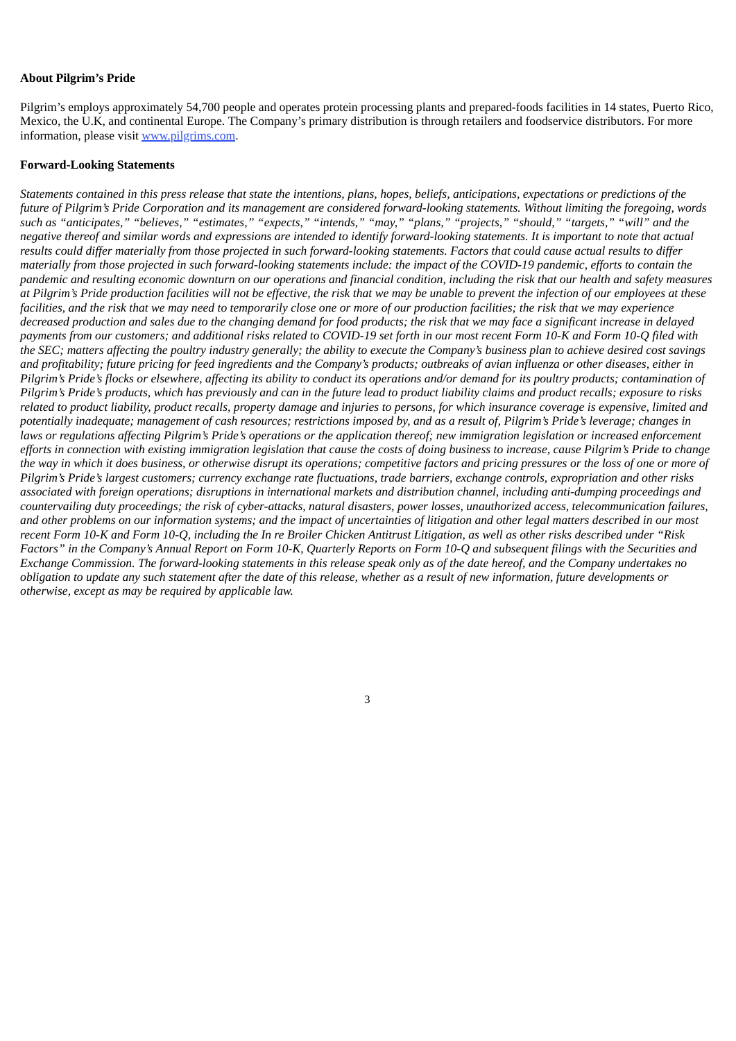**About Pilgrim's Pride**

Pilgrim's employs approximately 54,700 people and operates protein processing plants and prepared-foods facilities in 14 states, Puerto Rico, Mexico, the U.K, and continental Europe. The Company's primary distribution is through retailers and foodservice distributors. For more information, please visit [www.pilgrims.com](www.pilgrims.com).

**Forward-Looking Statements**

*Statements contained in this press release that state the intentions, plans, hopes, beliefs, anticipations, expectations or predictions of the future of Pilgrim's Pride Corporation and its management are considered forward-looking statements. Without limiting the foregoing, words such as "anticipates," "believes," "estimates," "expects," "intends," "may," "plans," "projects," "should," "targets," "will" and the negative thereof and similar words and expressions are intended to identify forward-looking statements. It is important to note that actual results could differ materially from those projected in such forward-looking statements. Factors that could cause actual results to differ materially from those projected in such forward-looking statements include: the impact of the COVID-19 pandemic, efforts to contain the pandemic and resulting economic downturn on our operations and financial condition, including the risk that our health and safety measures at Pilgrim's Pride production facilities will not be effective, the risk that we may be unable to prevent the infection of our employees at these facilities, and the risk that we may need to temporarily close one or more of our production facilities; the risk that we may experience decreased production and sales due to the changing demand for food products; the risk that we may face a significant increase in delayed payments from our customers; and additional risks related to COVID-19 set forth in our most recent Form 10-K and Form 10-Q filed with the SEC; matters affecting the poultry industry generally; the ability to execute the Company's business plan to achieve desired cost savings and profitability; future pricing for feed ingredients and the Company's products; outbreaks of avian influenza or other diseases, either in Pilgrim's Pride's flocks or elsewhere, affecting its ability to conduct its operations and/or demand for its poultry products; contamination of Pilgrim's Pride's products, which has previously and can in the future lead to product liability claims and product recalls; exposure to risks related to product liability, product recalls, property damage and injuries to persons, for which insurance coverage is expensive, limited and potentially inadequate; management of cash resources; restrictions imposed by, and as a result of, Pilgrim's Pride's leverage; changes in laws or regulations affecting Pilgrim's Pride's operations or the application thereof; new immigration legislation or increased enforcement efforts in connection with existing immigration legislation that cause the costs of doing business to increase, cause Pilgrim's Pride to change the way in which it does business, or otherwise disrupt its operations; competitive factors and pricing pressures or the loss of one or more of Pilgrim's Pride's largest customers; currency exchange rate fluctuations, trade barriers, exchange controls, expropriation and other risks associated with foreign operations; disruptions in international markets and distribution channel, including anti-dumping proceedings and countervailing duty proceedings; the risk of cyber-attacks, natural disasters, power losses, unauthorized access, telecommunication failures, and other problems on our information systems; and the impact of uncertainties of litigation and other legal matters described in our most recent Form 10-K and Form 10-Q, including the In re Broiler Chicken Antitrust Litigation, as well as other risks described under "Risk Factors" in the Company's Annual Report on Form 10-K, Quarterly Reports on Form 10-Q and subsequent filings with the Securities and Exchange Commission. The forward-looking statements in this release speak only as of the date hereof, and the Company undertakes no obligation to update any such statement after the date of this release, whether as a result of new information, future developments or otherwise, except as may be required by applicable law.*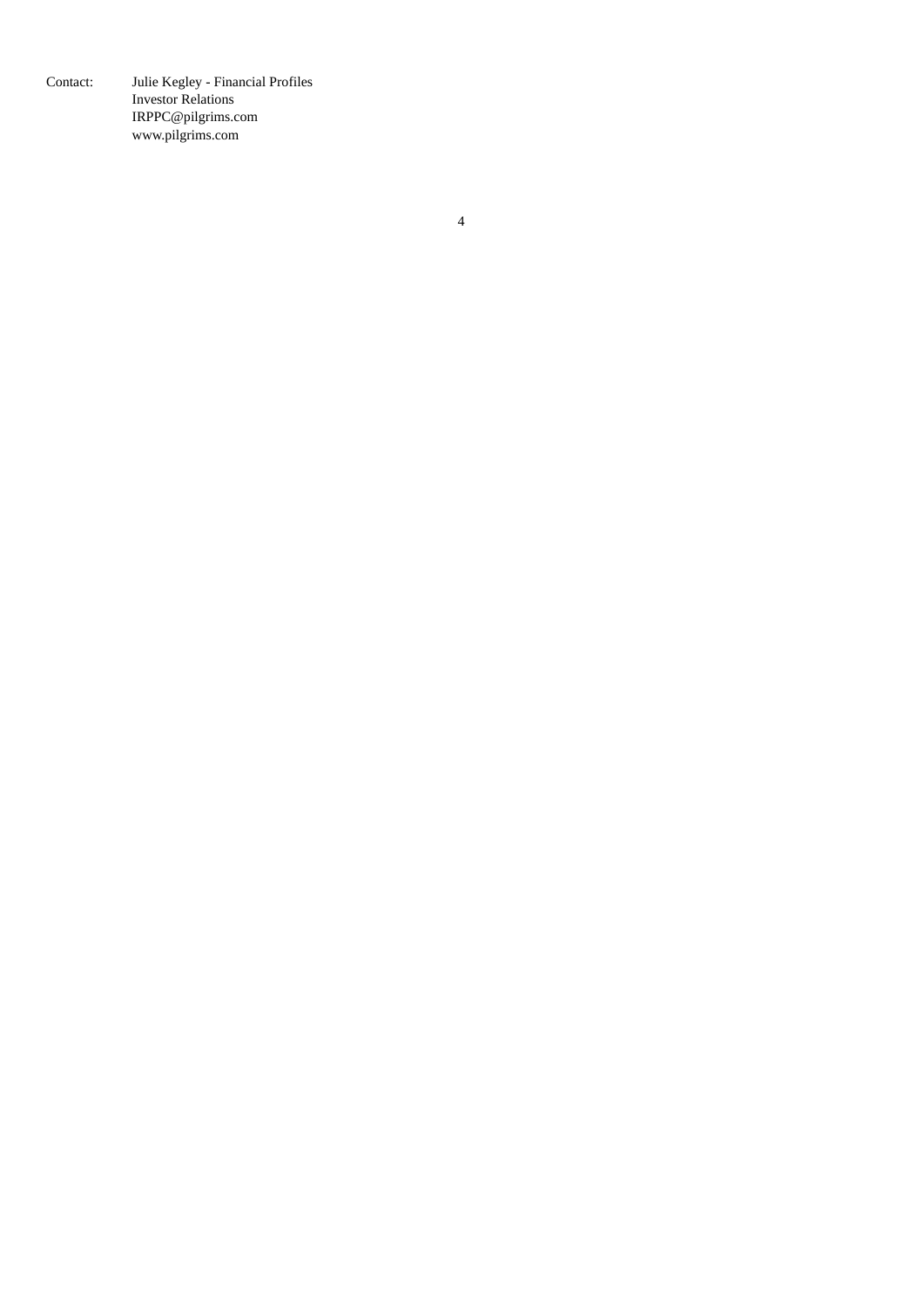Contact: Julie Kegley - Financial Profiles
Investor Relations
IRPPC@pilgrims.com
www.pilgrims.com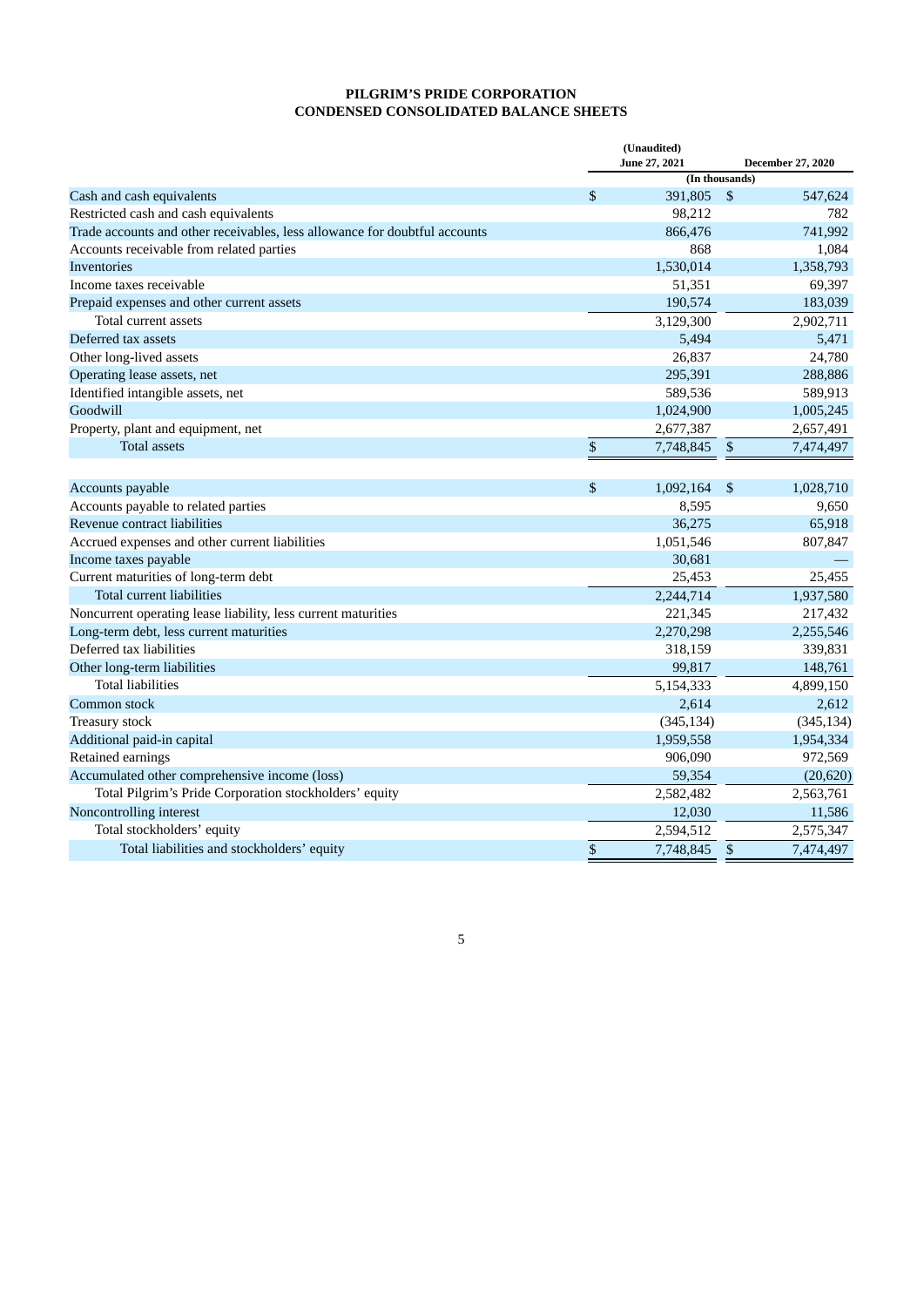# PILGRIM'S PRIDE CORPORATION
## CONDENSED CONSOLIDATED BALANCE SHEETS

| | (Unaudited) June 27, 2021 | December 27, 2020 |
|---|---|---|
| | (In thousands) | |
| Cash and cash equivalents | $ 391,805 | $ 547,624 |
| Restricted cash and cash equivalents | 98,212 | 782 |
| Trade accounts and other receivables, less allowance for doubtful accounts | 866,476 | 741,992 |
| Accounts receivable from related parties | 868 | 1,084 |
| Inventories | 1,530,014 | 1,358,793 |
| Income taxes receivable | 51,351 | 69,397 |
| Prepaid expenses and other current assets | 190,574 | 183,039 |
| Total current assets | 3,129,300 | 2,902,711 |
| Deferred tax assets | 5,494 | 5,471 |
| Other long-lived assets | 26,837 | 24,780 |
| Operating lease assets, net | 295,391 | 288,886 |
| Identified intangible assets, net | 589,536 | 589,913 |
| Goodwill | 1,024,900 | 1,005,245 |
| Property, plant and equipment, net | 2,677,387 | 2,657,491 |
| Total assets | $ 7,748,845 | $ 7,474,497 |
| | | |
| Accounts payable | $ 1,092,164 | $ 1,028,710 |
| Accounts payable to related parties | 8,595 | 9,650 |
| Revenue contract liabilities | 36,275 | 65,918 |
| Accrued expenses and other current liabilities | 1,051,546 | 807,847 |
| Income taxes payable | 30,681 | — |
| Current maturities of long-term debt | 25,453 | 25,455 |
| Total current liabilities | 2,244,714 | 1,937,580 |
| Noncurrent operating lease liability, less current maturities | 221,345 | 217,432 |
| Long-term debt, less current maturities | 2,270,298 | 2,255,546 |
| Deferred tax liabilities | 318,159 | 339,831 |
| Other long-term liabilities | 99,817 | 148,761 |
| Total liabilities | 5,154,333 | 4,899,150 |
| Common stock | 2,614 | 2,612 |
| Treasury stock | (345,134) | (345,134) |
| Additional paid-in capital | 1,959,558 | 1,954,334 |
| Retained earnings | 906,090 | 972,569 |
| Accumulated other comprehensive income (loss) | 59,354 | (20,620) |
| Total Pilgrim's Pride Corporation stockholders' equity | 2,582,482 | 2,563,761 |
| Noncontrolling interest | 12,030 | 11,586 |
| Total stockholders' equity | 2,594,512 | 2,575,347 |
| Total liabilities and stockholders' equity | $ 7,748,845 | $ 7,474,497 |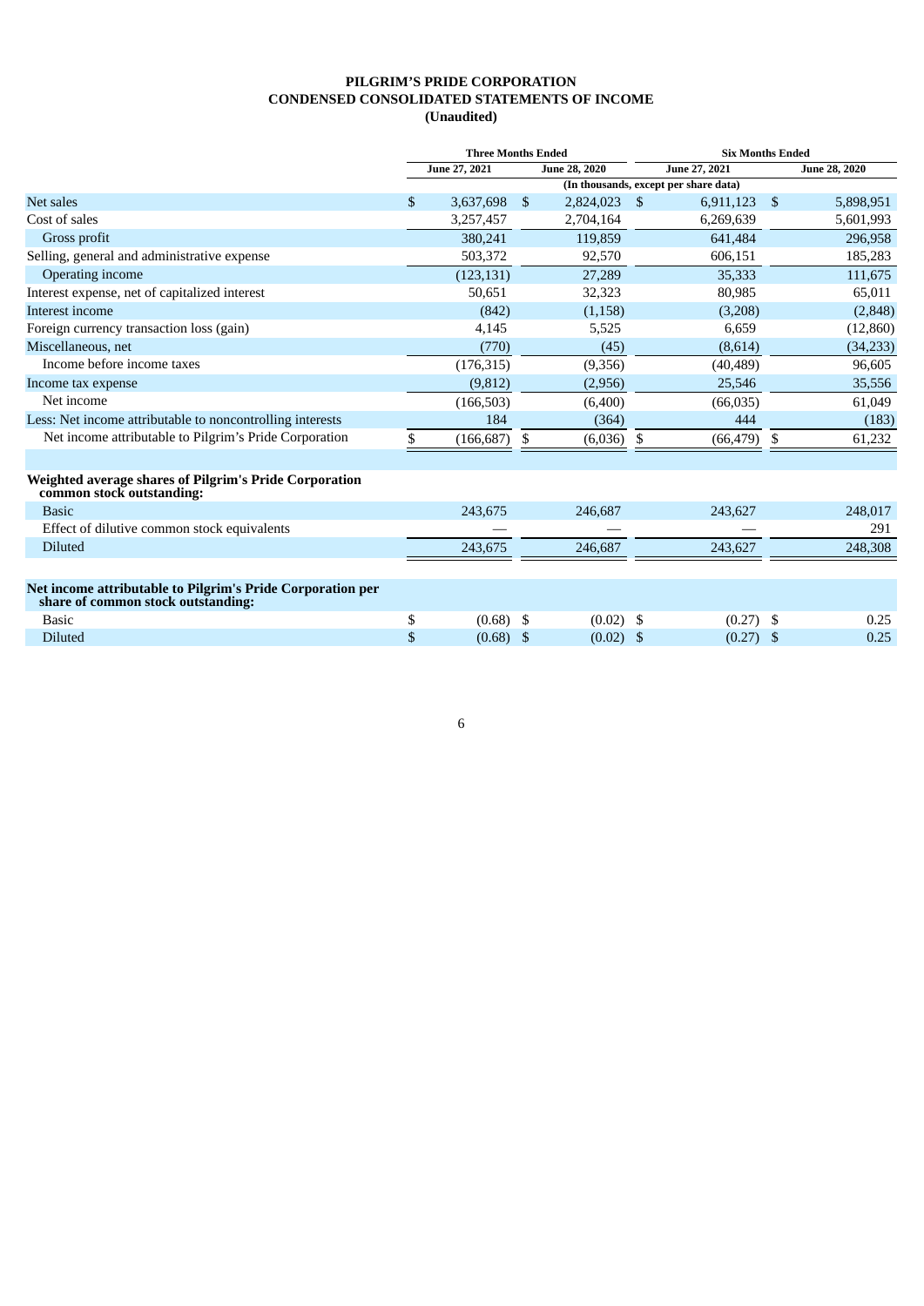**PILGRIM'S PRIDE CORPORATION**
**CONDENSED CONSOLIDATED STATEMENTS OF INCOME**
**(Unaudited)**

| | Three Months Ended | | Six Months Ended | |
|---|---|---|---|---|
| | June 27, 2021 | June 28, 2020 | June 27, 2021 | June 28, 2020 |
| | (In thousands, except per share data) | | | |
| Net sales | $ 3,637,698 | $ 2,824,023 | $ 6,911,123 | $ 5,898,951 |
| Cost of sales | 3,257,457 | 2,704,164 | 6,269,639 | 5,601,993 |
| Gross profit | 380,241 | 119,859 | 641,484 | 296,958 |
| Selling, general and administrative expense | 503,372 | 92,570 | 606,151 | 185,283 |
| Operating income | (123,131) | 27,289 | 35,333 | 111,675 |
| Interest expense, net of capitalized interest | 50,651 | 32,323 | 80,985 | 65,011 |
| Interest income | (842) | (1,158) | (3,208) | (2,848) |
| Foreign currency transaction loss (gain) | 4,145 | 5,525 | 6,659 | (12,860) |
| Miscellaneous, net | (770) | (45) | (8,614) | (34,233) |
| Income before income taxes | (176,315) | (9,356) | (40,489) | 96,605 |
| Income tax expense | (9,812) | (2,956) | 25,546 | 35,556 |
| Net income | (166,503) | (6,400) | (66,035) | 61,049 |
| Less: Net income attributable to noncontrolling interests | 184 | (364) | 444 | (183) |
| Net income attributable to Pilgrim's Pride Corporation | $ (166,687) | $ (6,036) | $ (66,479) | $ 61,232 |
| | | | | |
| **Weighted average shares of Pilgrim's Pride Corporation common stock outstanding:** | | | | |
| Basic | 243,675 | 246,687 | 243,627 | 248,017 |
| Effect of dilutive common stock equivalents | — | — | — | 291 |
| Diluted | 243,675 | 246,687 | 243,627 | 248,308 |
| | | | | |
| **Net income attributable to Pilgrim's Pride Corporation per share of common stock outstanding:** | | | | |
| Basic | $ (0.68) | $ (0.02) | $ (0.27) | $ 0.25 |
| Diluted | $ (0.68) | $ (0.02) | $ (0.27) | $ 0.25 |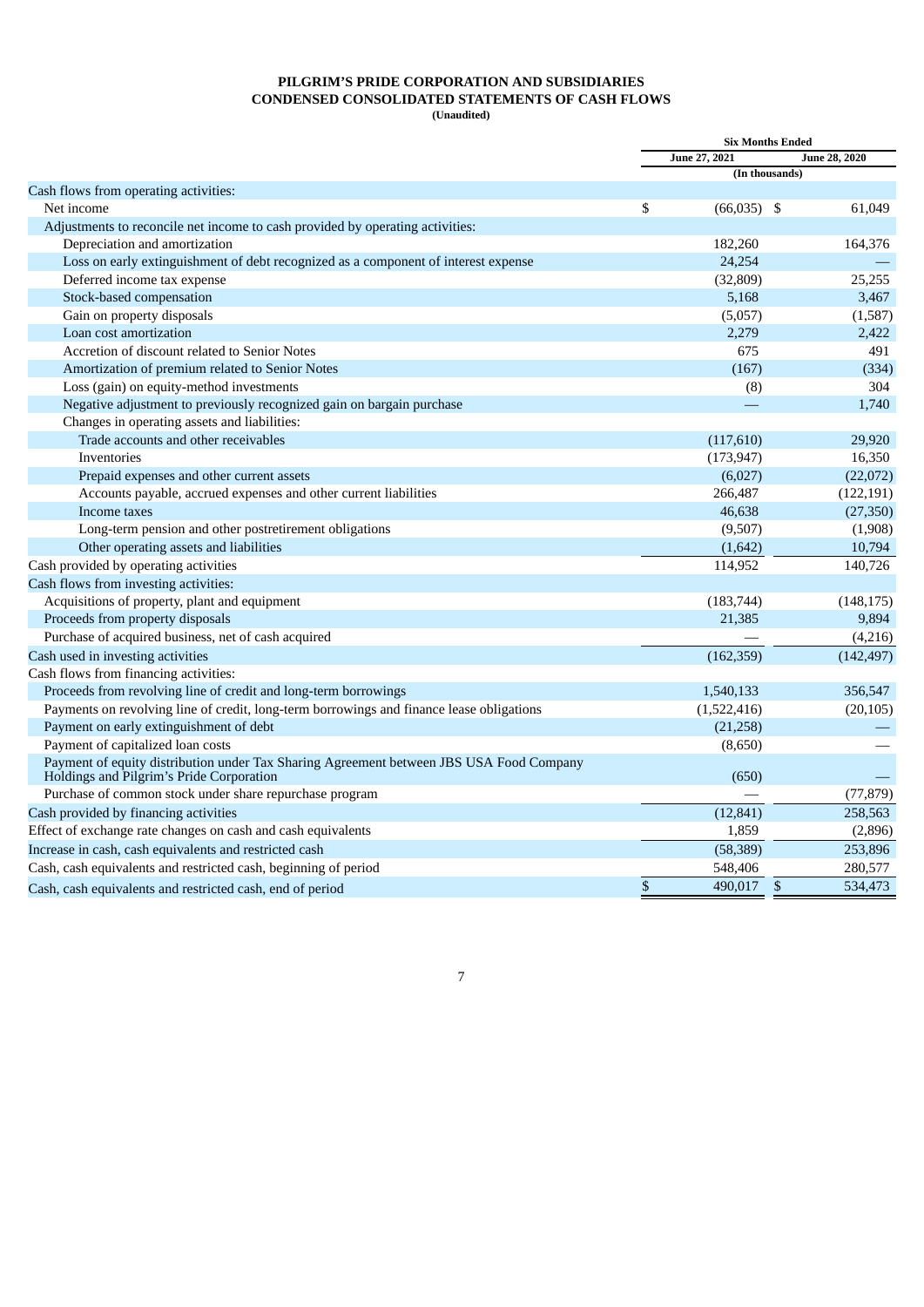# PILGRIM'S PRIDE CORPORATION AND SUBSIDIARIES
## CONDENSED CONSOLIDATED STATEMENTS OF CASH FLOWS
**(Unaudited)**

| | Six Months Ended | |
|---|---|---|
| | June 27, 2021 | June 28, 2020 |
| | (In thousands) | |
| Cash flows from operating activities: | | |
| Net income | $ (66,035) | $ 61,049 |
| Adjustments to reconcile net income to cash provided by operating activities: | | |
| Depreciation and amortization | 182,260 | 164,376 |
| Loss on early extinguishment of debt recognized as a component of interest expense | 24,254 | — |
| Deferred income tax expense | (32,809) | 25,255 |
| Stock-based compensation | 5,168 | 3,467 |
| Gain on property disposals | (5,057) | (1,587) |
| Loan cost amortization | 2,279 | 2,422 |
| Accretion of discount related to Senior Notes | 675 | 491 |
| Amortization of premium related to Senior Notes | (167) | (334) |
| Loss (gain) on equity-method investments | (8) | 304 |
| Negative adjustment to previously recognized gain on bargain purchase | — | 1,740 |
| Changes in operating assets and liabilities: | | |
| Trade accounts and other receivables | (117,610) | 29,920 |
| Inventories | (173,947) | 16,350 |
| Prepaid expenses and other current assets | (6,027) | (22,072) |
| Accounts payable, accrued expenses and other current liabilities | 266,487 | (122,191) |
| Income taxes | 46,638 | (27,350) |
| Long-term pension and other postretirement obligations | (9,507) | (1,908) |
| Other operating assets and liabilities | (1,642) | 10,794 |
| Cash provided by operating activities | 114,952 | 140,726 |
| Cash flows from investing activities: | | |
| Acquisitions of property, plant and equipment | (183,744) | (148,175) |
| Proceeds from property disposals | 21,385 | 9,894 |
| Purchase of acquired business, net of cash acquired | — | (4,216) |
| Cash used in investing activities | (162,359) | (142,497) |
| Cash flows from financing activities: | | |
| Proceeds from revolving line of credit and long-term borrowings | 1,540,133 | 356,547 |
| Payments on revolving line of credit, long-term borrowings and finance lease obligations | (1,522,416) | (20,105) |
| Payment on early extinguishment of debt | (21,258) | — |
| Payment of capitalized loan costs | (8,650) | — |
| Payment of equity distribution under Tax Sharing Agreement between JBS USA Food Company Holdings and Pilgrim's Pride Corporation | (650) | — |
| Purchase of common stock under share repurchase program | — | (77,879) |
| Cash provided by financing activities | (12,841) | 258,563 |
| Effect of exchange rate changes on cash and cash equivalents | 1,859 | (2,896) |
| Increase in cash, cash equivalents and restricted cash | (58,389) | 253,896 |
| Cash, cash equivalents and restricted cash, beginning of period | 548,406 | 280,577 |
| Cash, cash equivalents and restricted cash, end of period | $ 490,017 | $ 534,473 |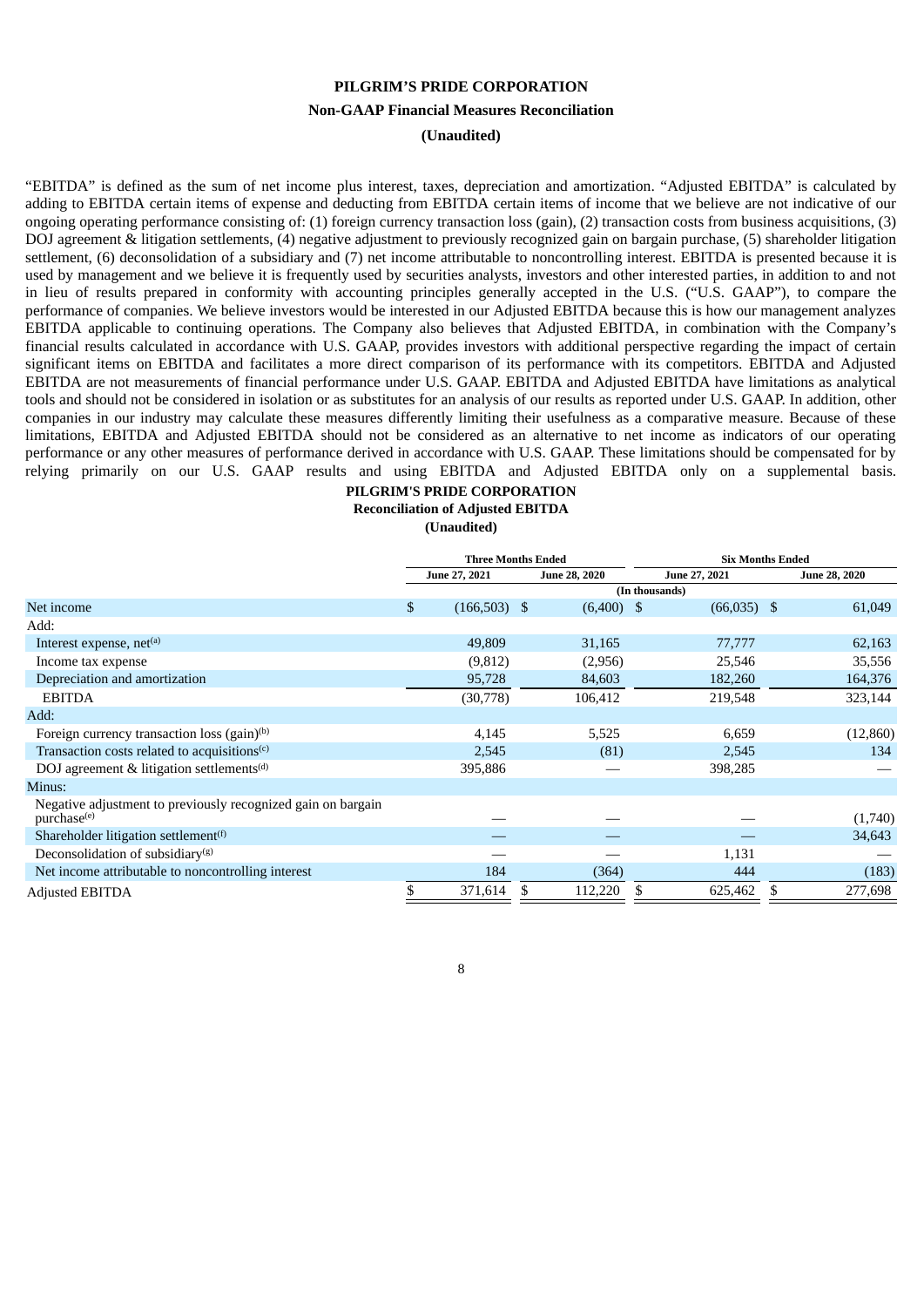**PILGRIM’S PRIDE CORPORATION**

**Non-GAAP Financial Measures Reconciliation**

**(Unaudited)**

“EBITDA” is defined as the sum of net income plus interest, taxes, depreciation and amortization. “Adjusted EBITDA” is calculated by adding to EBITDA certain items of expense and deducting from EBITDA certain items of income that we believe are not indicative of our ongoing operating performance consisting of: (1) foreign currency transaction loss (gain), (2) transaction costs from business acquisitions, (3) DOJ agreement & litigation settlements, (4) negative adjustment to previously recognized gain on bargain purchase, (5) shareholder litigation settlement, (6) deconsolidation of a subsidiary and (7) net income attributable to noncontrolling interest. EBITDA is presented because it is used by management and we believe it is frequently used by securities analysts, investors and other interested parties, in addition to and not in lieu of results prepared in conformity with accounting principles generally accepted in the U.S. (“U.S. GAAP”), to compare the performance of companies. We believe investors would be interested in our Adjusted EBITDA because this is how our management analyzes EBITDA applicable to continuing operations. The Company also believes that Adjusted EBITDA, in combination with the Company’s financial results calculated in accordance with U.S. GAAP, provides investors with additional perspective regarding the impact of certain significant items on EBITDA and facilitates a more direct comparison of its performance with its competitors. EBITDA and Adjusted EBITDA are not measurements of financial performance under U.S. GAAP. EBITDA and Adjusted EBITDA have limitations as analytical tools and should not be considered in isolation or as substitutes for an analysis of our results as reported under U.S. GAAP. In addition, other companies in our industry may calculate these measures differently limiting their usefulness as a comparative measure. Because of these limitations, EBITDA and Adjusted EBITDA should not be considered as an alternative to net income as indicators of our operating performance or any other measures of performance derived in accordance with U.S. GAAP. These limitations should be compensated for by relying primarily on our U.S. GAAP results and using EBITDA and Adjusted EBITDA only on a supplemental basis.

**PILGRIM'S PRIDE CORPORATION**

**Reconciliation of Adjusted EBITDA**

**(Unaudited)**

| | Three Months Ended | | Six Months Ended | |
|---|---|---|---|---|
| | June 27, 2021 | June 28, 2020 | June 27, 2021 | June 28, 2020 |
| | (In thousands) | | | |
| Net income | $ (166,503) | $ (6,400) | $ (66,035) | $ 61,049 |
| Add: | | | | |
| Interest expense, net[(a)] | 49,809 | 31,165 | 77,777 | 62,163 |
| Income tax expense | (9,812) | (2,956) | 25,546 | 35,556 |
| Depreciation and amortization | 95,728 | 84,603 | 182,260 | 164,376 |
| EBITDA | (30,778) | 106,412 | 219,548 | 323,144 |
| Add: | | | | |
| Foreign currency transaction loss (gain)[(b)] | 4,145 | 5,525 | 6,659 | (12,860) |
| Transaction costs related to acquisitions[(c)] | 2,545 | (81) | 2,545 | 134 |
| DOJ agreement & litigation settlements[(d)] | 395,886 | — | 398,285 | — |
| Minus: | | | | |
| Negative adjustment to previously recognized gain on bargain purchase[(e)] | — | — | — | (1,740) |
| Shareholder litigation settlement[(f)] | — | — | — | 34,643 |
| Deconsolidation of subsidiary[(g)] | — | — | 1,131 | — |
| Net income attributable to noncontrolling interest | 184 | (364) | 444 | (183) |
| Adjusted EBITDA | $ 371,614 | $ 112,220 | $ 625,462 | $ 277,698 |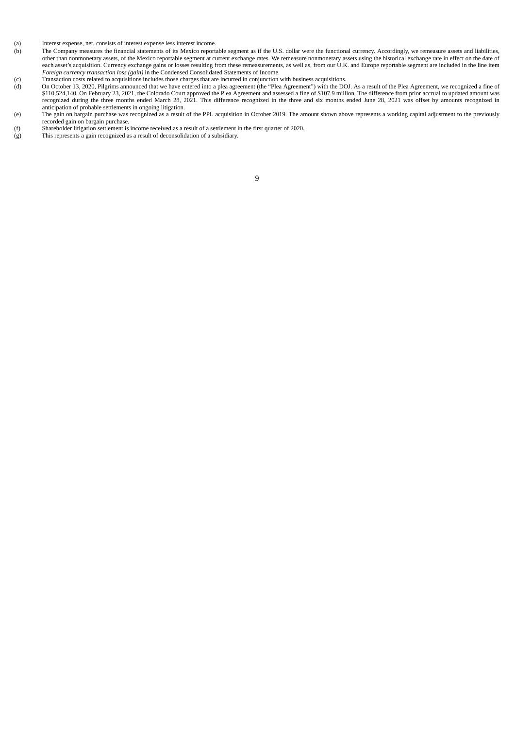(a) Interest expense, net, consists of interest expense less interest income.

(b) The Company measures the financial statements of its Mexico reportable segment as if the U.S. dollar were the functional currency. Accordingly, we remeasure assets and liabilities, other than nonmonetary assets, of the Mexico reportable segment at current exchange rates. We remeasure nonmonetary assets using the historical exchange rate in effect on the date of each asset's acquisition. Currency exchange gains or losses resulting from these remeasurements, as well as, from our U.K. and Europe reportable segment are included in the line item *Foreign currency transaction loss (gain)* in the Condensed Consolidated Statements of Income.

(c) Transaction costs related to acquisitions includes those charges that are incurred in conjunction with business acquisitions.

(d) On October 13, 2020, Pilgrims announced that we have entered into a plea agreement (the "Plea Agreement") with the DOJ. As a result of the Plea Agreement, we recognized a fine of $110,524,140. On February 23, 2021, the Colorado Court approved the Plea Agreement and assessed a fine of $107.9 million. The difference from prior accrual to updated amount was recognized during the three months ended March 28, 2021. This difference recognized in the three and six months ended June 28, 2021 was offset by amounts recognized in anticipation of probable settlements in ongoing litigation.

(e) The gain on bargain purchase was recognized as a result of the PPL acquisition in October 2019. The amount shown above represents a working capital adjustment to the previously recorded gain on bargain purchase.

(f) Shareholder litigation settlement is income received as a result of a settlement in the first quarter of 2020.

(g) This represents a gain recognized as a result of deconsolidation of a subsidiary.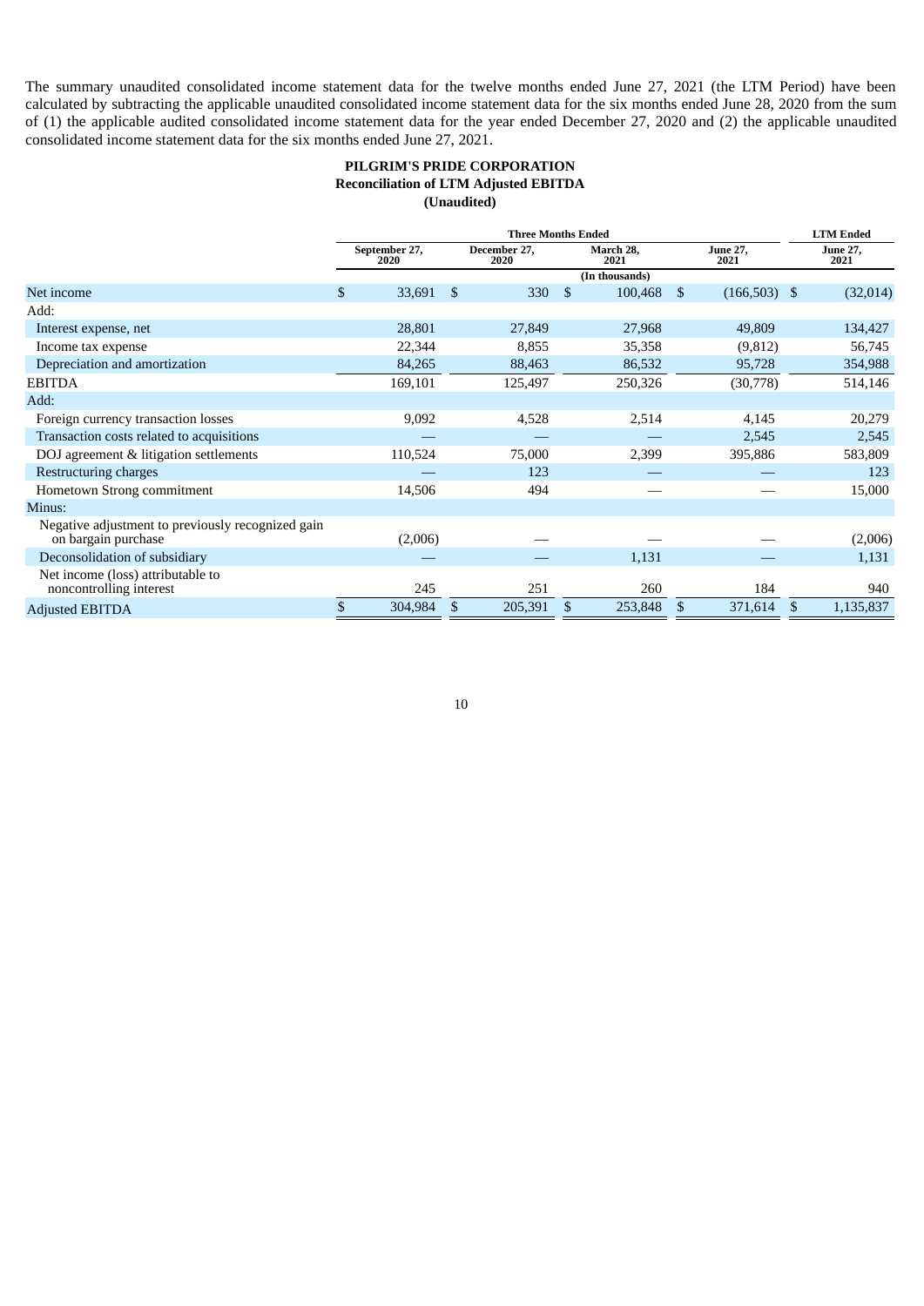The summary unaudited consolidated income statement data for the twelve months ended June 27, 2021 (the LTM Period) have been calculated by subtracting the applicable unaudited consolidated income statement data for the six months ended June 28, 2020 from the sum of (1) the applicable audited consolidated income statement data for the year ended December 27, 2020 and (2) the applicable unaudited consolidated income statement data for the six months ended June 27, 2021.

**PILGRIM'S PRIDE CORPORATION**
**Reconciliation of LTM Adjusted EBITDA**
**(Unaudited)**

| | Three Months Ended | | | | LTM Ended |
|---|---|---|---|---|---|
| | September 27, 2020 | December 27, 2020 | March 28, 2021 | June 27, 2021 | June 27, 2021 |
| | (In thousands) | | | | |
| Net income | $ 33,691 | $ 330 | $ 100,468 | $ (166,503) | $ (32,014) |
| Add: | | | | | |
| Interest expense, net | 28,801 | 27,849 | 27,968 | 49,809 | 134,427 |
| Income tax expense | 22,344 | 8,855 | 35,358 | (9,812) | 56,745 |
| Depreciation and amortization | 84,265 | 88,463 | 86,532 | 95,728 | 354,988 |
| EBITDA | 169,101 | 125,497 | 250,326 | (30,778) | 514,146 |
| Add: | | | | | |
| Foreign currency transaction losses | 9,092 | 4,528 | 2,514 | 4,145 | 20,279 |
| Transaction costs related to acquisitions | — | — | — | 2,545 | 2,545 |
| DOJ agreement & litigation settlements | 110,524 | 75,000 | 2,399 | 395,886 | 583,809 |
| Restructuring charges | — | 123 | — | — | 123 |
| Hometown Strong commitment | 14,506 | 494 | — | — | 15,000 |
| Minus: | | | | | |
| Negative adjustment to previously recognized gain on bargain purchase | (2,006) | — | — | — | (2,006) |
| Deconsolidation of subsidiary | — | — | 1,131 | — | 1,131 |
| Net income (loss) attributable to noncontrolling interest | 245 | 251 | 260 | 184 | 940 |
| Adjusted EBITDA | $ 304,984 | $ 205,391 | $ 253,848 | $ 371,614 | $ 1,135,837 |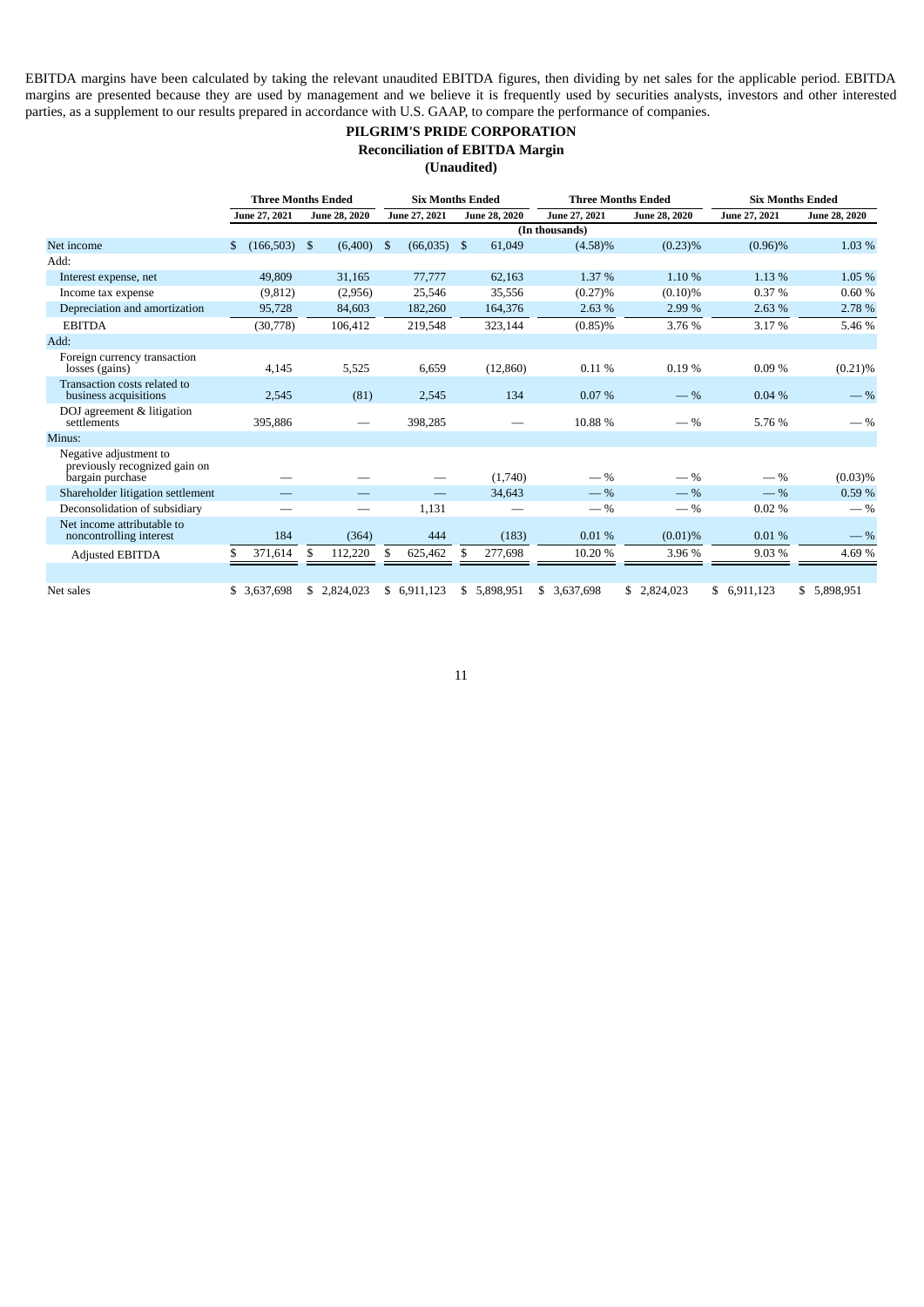EBITDA margins have been calculated by taking the relevant unaudited EBITDA figures, then dividing by net sales for the applicable period. EBITDA margins are presented because they are used by management and we believe it is frequently used by securities analysts, investors and other interested parties, as a supplement to our results prepared in accordance with U.S. GAAP, to compare the performance of companies.

**PILGRIM'S PRIDE CORPORATION**
**Reconciliation of EBITDA Margin**
**(Unaudited)**

| | Three Months Ended | | Six Months Ended | | Three Months Ended | | Six Months Ended | |
|---|---|---|---|---|---|---|---|---|
| | June 27, 2021 | June 28, 2020 | June 27, 2021 | June 28, 2020 | June 27, 2021 | June 28, 2020 | June 27, 2021 | June 28, 2020 |
| | (In thousands) | | | | | | | |
| Net income | $ (166,503) | $ (6,400) | $ (66,035) | $ 61,049 | (4.58)% | (0.23)% | (0.96)% | 1.03 % |
| Add: | | | | | | | | |
| Interest expense, net | 49,809 | 31,165 | 77,777 | 62,163 | 1.37 % | 1.10 % | 1.13 % | 1.05 % |
| Income tax expense | (9,812) | (2,956) | 25,546 | 35,556 | (0.27)% | (0.10)% | 0.37 % | 0.60 % |
| Depreciation and amortization | 95,728 | 84,603 | 182,260 | 164,376 | 2.63 % | 2.99 % | 2.63 % | 2.78 % |
| EBITDA | (30,778) | 106,412 | 219,548 | 323,144 | (0.85)% | 3.76 % | 3.17 % | 5.46 % |
| Add: | | | | | | | | |
| Foreign currency transaction losses (gains) | 4,145 | 5,525 | 6,659 | (12,860) | 0.11 % | 0.19 % | 0.09 % | (0.21)% |
| Transaction costs related to business acquisitions | 2,545 | (81) | 2,545 | 134 | 0.07 % | — % | 0.04 % | — % |
| DOJ agreement & litigation settlements | 395,886 | — | 398,285 | — | 10.88 % | — % | 5.76 % | — % |
| Minus: | | | | | | | | |
| Negative adjustment to previously recognized gain on bargain purchase | — | — | — | (1,740) | — % | — % | — % | (0.03)% |
| Shareholder litigation settlement | — | — | — | 34,643 | — % | — % | — % | 0.59 % |
| Deconsolidation of subsidiary | — | — | 1,131 | — | — % | — % | 0.02 % | — % |
| Net income attributable to noncontrolling interest | 184 | (364) | 444 | (183) | 0.01 % | (0.01)% | 0.01 % | — % |
| Adjusted EBITDA | $ 371,614 | $ 112,220 | $ 625,462 | $ 277,698 | 10.20 % | 3.96 % | 9.03 % | 4.69 % |
| | | | | | | | | |
| Net sales | $ 3,637,698 | $ 2,824,023 | $ 6,911,123 | $ 5,898,951 | $ 3,637,698 | $ 2,824,023 | $ 6,911,123 | $ 5,898,951 |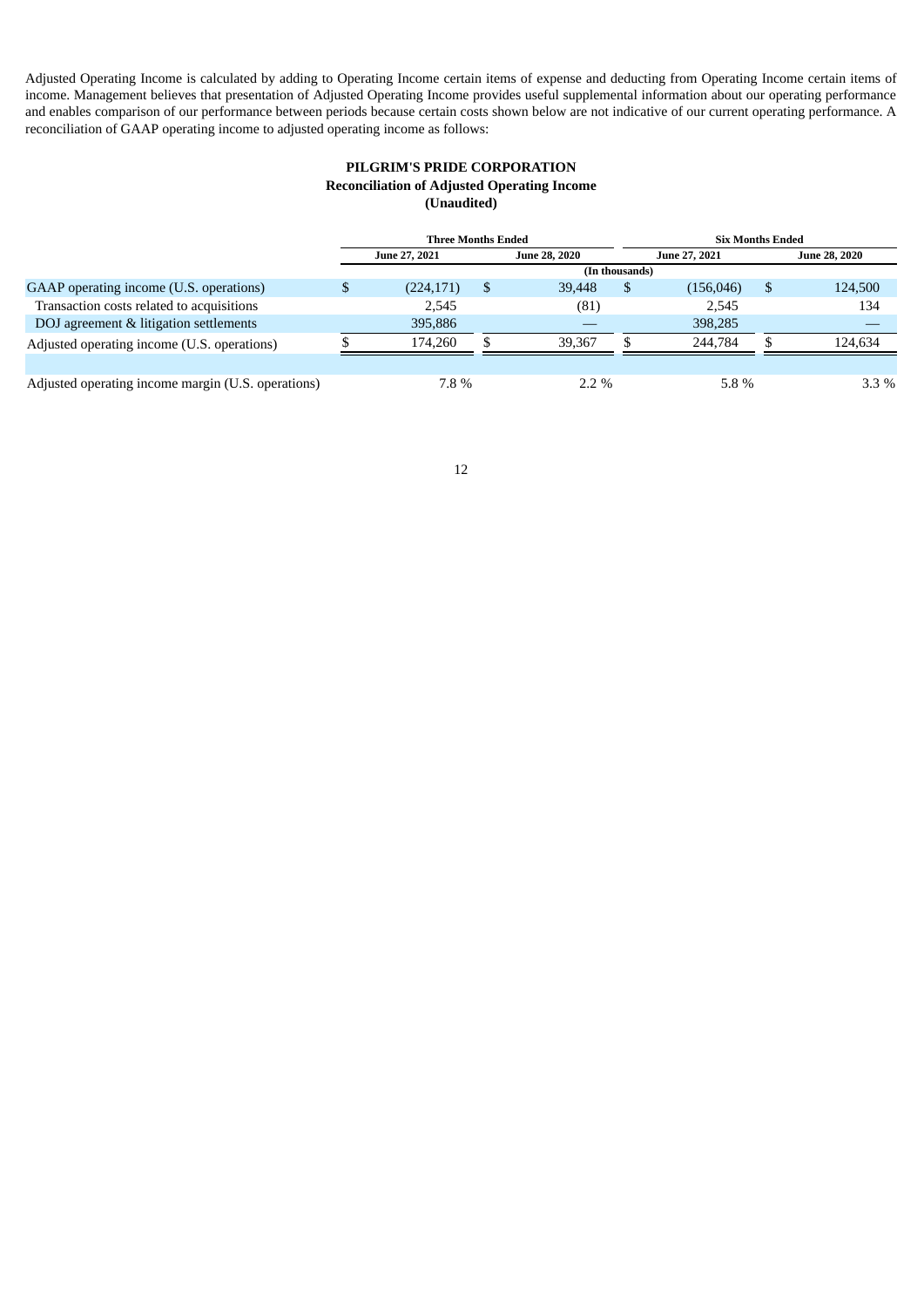Adjusted Operating Income is calculated by adding to Operating Income certain items of expense and deducting from Operating Income certain items of income. Management believes that presentation of Adjusted Operating Income provides useful supplemental information about our operating performance and enables comparison of our performance between periods because certain costs shown below are not indicative of our current operating performance. A reconciliation of GAAP operating income to adjusted operating income as follows:

**PILGRIM'S PRIDE CORPORATION**
**Reconciliation of Adjusted Operating Income**
**(Unaudited)**

| | Three Months Ended | | Six Months Ended | |
|---|---|---|---|---|
| | June 27, 2021 | June 28, 2020 | June 27, 2021 | June 28, 2020 |
| | (In thousands) | | | |
| GAAP operating income (U.S. operations) | $ (224,171) | $ 39,448 | $ (156,046) | $ 124,500 |
| Transaction costs related to acquisitions | 2,545 | (81) | 2,545 | 134 |
| DOJ agreement & litigation settlements | 395,886 | — | 398,285 | — |
| Adjusted operating income (U.S. operations) | $ 174,260 | $ 39,367 | $ 244,784 | $ 124,634 |
| | | | | |
| Adjusted operating income margin (U.S. operations) | 7.8 % | 2.2 % | 5.8 % | 3.3 % |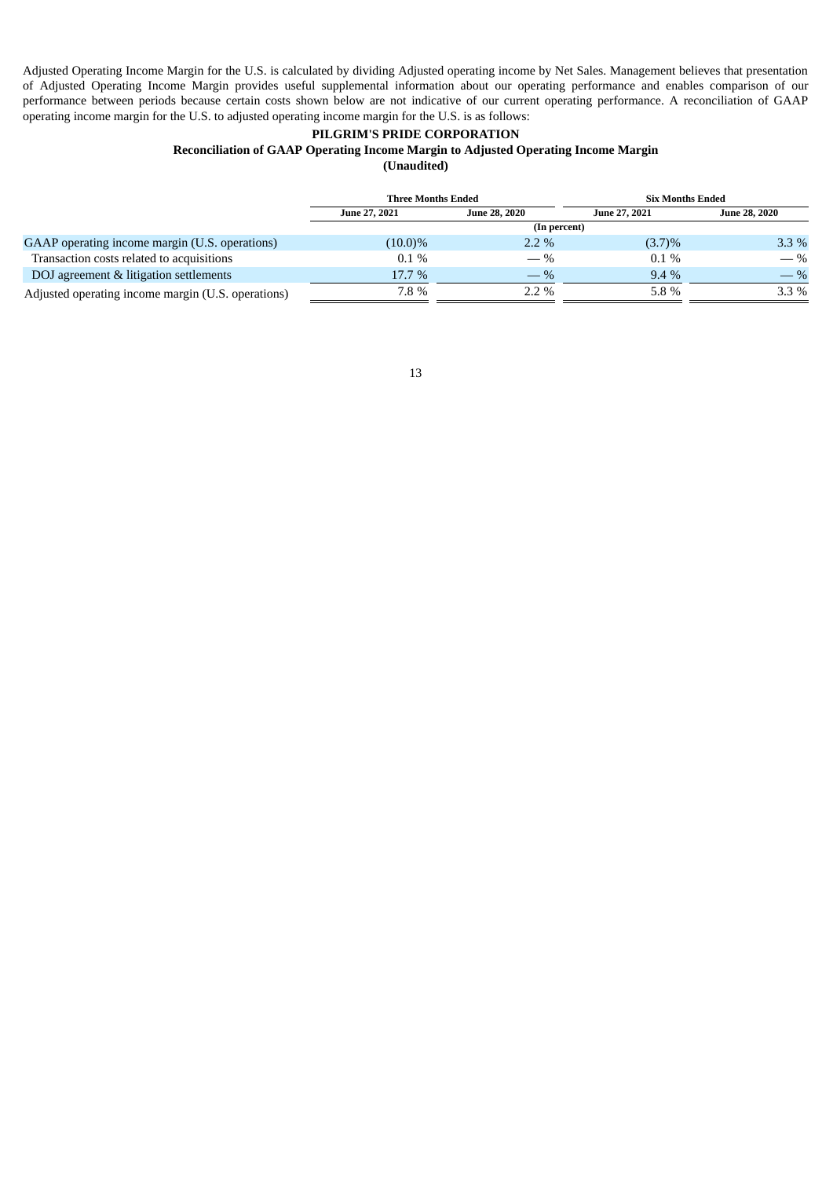Adjusted Operating Income Margin for the U.S. is calculated by dividing Adjusted operating income by Net Sales. Management believes that presentation of Adjusted Operating Income Margin provides useful supplemental information about our operating performance and enables comparison of our performance between periods because certain costs shown below are not indicative of our current operating performance. A reconciliation of GAAP operating income margin for the U.S. to adjusted operating income margin for the U.S. is as follows:

**PILGRIM'S PRIDE CORPORATION**
**Reconciliation of GAAP Operating Income Margin to Adjusted Operating Income Margin**
**(Unaudited)**

| | Three Months Ended | | Six Months Ended | |
|---|---|---|---|---|
| | June 27, 2021 | June 28, 2020 | June 27, 2021 | June 28, 2020 |
| | (In percent) | | | |
| GAAP operating income margin (U.S. operations) | (10.0)% | 2.2 % | (3.7)% | 3.3 % |
| Transaction costs related to acquisitions | 0.1 % | — % | 0.1 % | — % |
| DOJ agreement & litigation settlements | 17.7 % | — % | 9.4 % | — % |
| Adjusted operating income margin (U.S. operations) | 7.8 % | 2.2 % | 5.8 % | 3.3 % |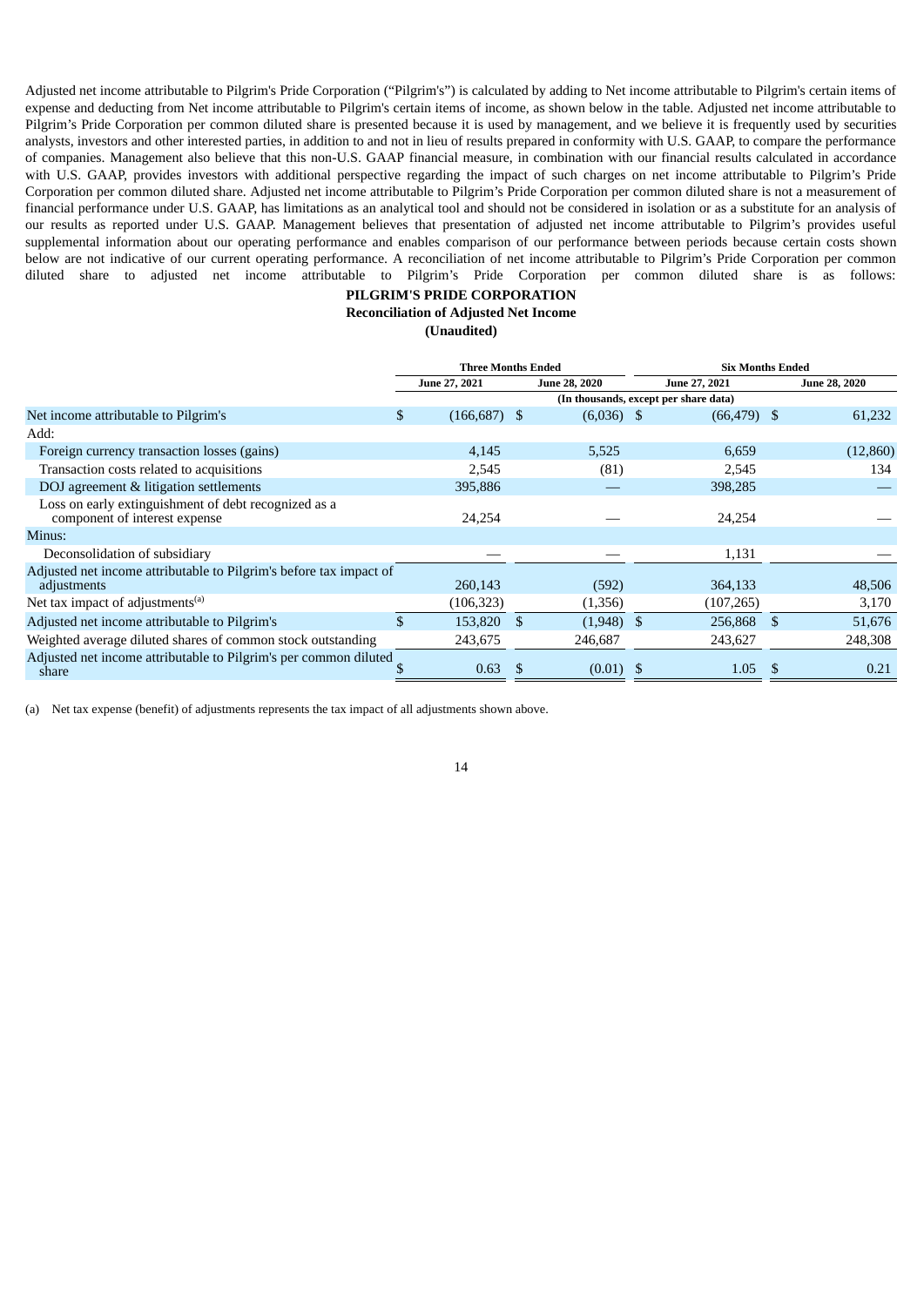Adjusted net income attributable to Pilgrim's Pride Corporation ("Pilgrim's") is calculated by adding to Net income attributable to Pilgrim's certain items of expense and deducting from Net income attributable to Pilgrim's certain items of income, as shown below in the table. Adjusted net income attributable to Pilgrim's Pride Corporation per common diluted share is presented because it is used by management, and we believe it is frequently used by securities analysts, investors and other interested parties, in addition to and not in lieu of results prepared in conformity with U.S. GAAP, to compare the performance of companies. Management also believe that this non-U.S. GAAP financial measure, in combination with our financial results calculated in accordance with U.S. GAAP, provides investors with additional perspective regarding the impact of such charges on net income attributable to Pilgrim's Pride Corporation per common diluted share. Adjusted net income attributable to Pilgrim's Pride Corporation per common diluted share is not a measurement of financial performance under U.S. GAAP, has limitations as an analytical tool and should not be considered in isolation or as a substitute for an analysis of our results as reported under U.S. GAAP. Management believes that presentation of adjusted net income attributable to Pilgrim's provides useful supplemental information about our operating performance and enables comparison of our performance between periods because certain costs shown below are not indicative of our current operating performance. A reconciliation of net income attributable to Pilgrim's Pride Corporation per common diluted share to adjusted net income attributable to Pilgrim's Pride Corporation per common diluted share is as follows:

**PILGRIM'S PRIDE CORPORATION**
**Reconciliation of Adjusted Net Income**
**(Unaudited)**

| | Three Months Ended | | Six Months Ended | |
|---|---|---|---|---|
| | June 27, 2021 | June 28, 2020 | June 27, 2021 | June 28, 2020 |
| | (In thousands, except per share data) | | | |
| Net income attributable to Pilgrim's | $ (166,687) | $ (6,036) | $ (66,479) | $ 61,232 |
| Add: | | | | |
| Foreign currency transaction losses (gains) | 4,145 | 5,525 | 6,659 | (12,860) |
| Transaction costs related to acquisitions | 2,545 | (81) | 2,545 | 134 |
| DOJ agreement & litigation settlements | 395,886 | — | 398,285 | — |
| Loss on early extinguishment of debt recognized as a component of interest expense | 24,254 | — | 24,254 | — |
| Minus: | | | | |
| Deconsolidation of subsidiary | — | — | 1,131 | — |
| Adjusted net income attributable to Pilgrim's before tax impact of adjustments | 260,143 | (592) | 364,133 | 48,506 |
| Net tax impact of adjustments[(a)] | (106,323) | (1,356) | (107,265) | 3,170 |
| Adjusted net income attributable to Pilgrim's | $ 153,820 | $ (1,948) | $ 256,868 | $ 51,676 |
| Weighted average diluted shares of common stock outstanding | 243,675 | 246,687 | 243,627 | 248,308 |
| Adjusted net income attributable to Pilgrim's per common diluted share | $ 0.63 | $ (0.01) | $ 1.05 | $ 0.21 |

(a) Net tax expense (benefit) of adjustments represents the tax impact of all adjustments shown above.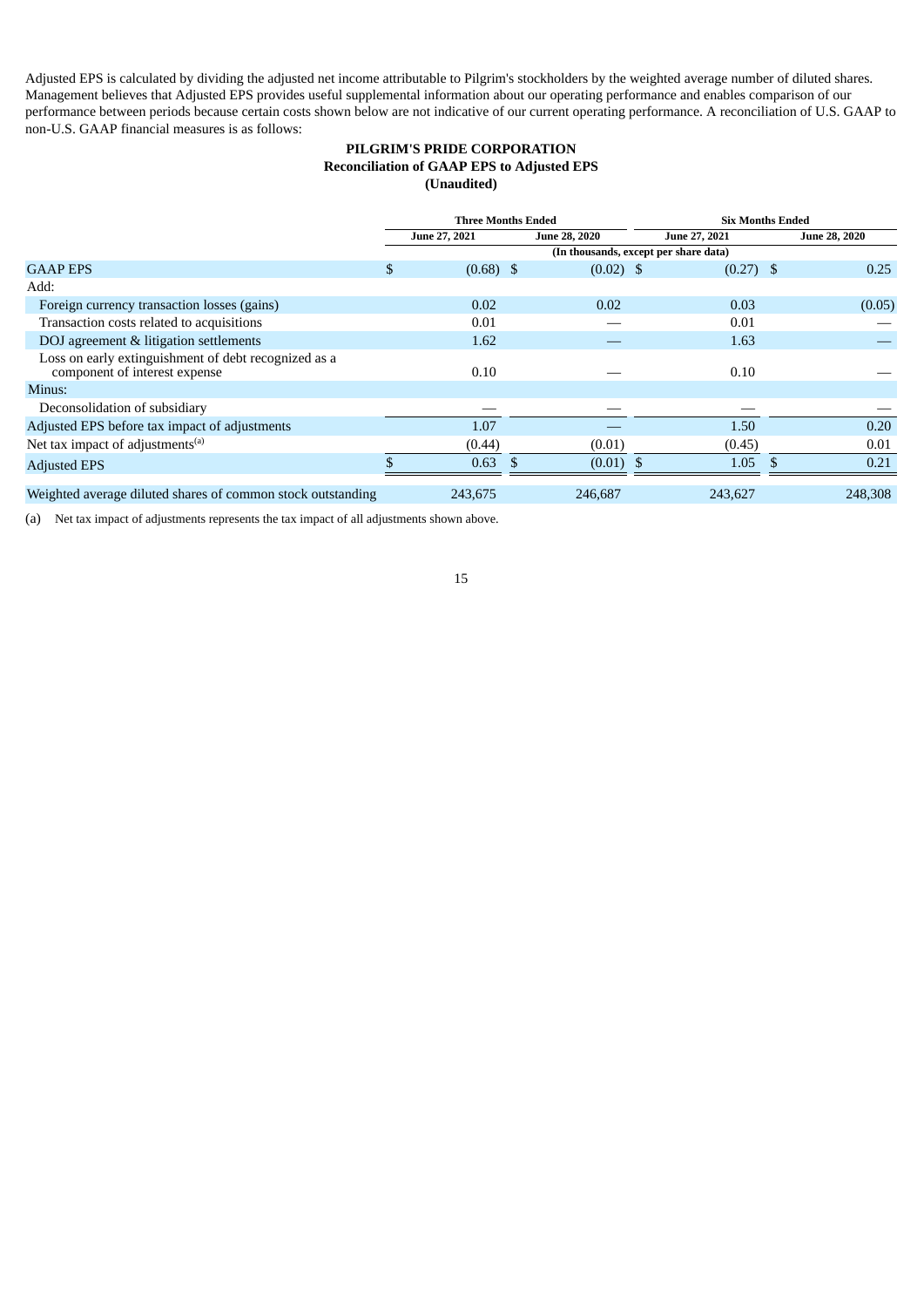Adjusted EPS is calculated by dividing the adjusted net income attributable to Pilgrim's stockholders by the weighted average number of diluted shares. Management believes that Adjusted EPS provides useful supplemental information about our operating performance and enables comparison of our performance between periods because certain costs shown below are not indicative of our current operating performance. A reconciliation of U.S. GAAP to non-U.S. GAAP financial measures is as follows:

**PILGRIM'S PRIDE CORPORATION**
**Reconciliation of GAAP EPS to Adjusted EPS**
**(Unaudited)**

| | Three Months Ended | | Six Months Ended | |
|---|---|---|---|---|
| | June 27, 2021 | June 28, 2020 | June 27, 2021 | June 28, 2020 |
| | (In thousands, except per share data) | | | |
| GAAP EPS | $ (0.68) | $ (0.02) | $ (0.27) | $ 0.25 |
| Add: | | | | |
| Foreign currency transaction losses (gains) | 0.02 | 0.02 | 0.03 | (0.05) |
| Transaction costs related to acquisitions | 0.01 | — | 0.01 | — |
| DOJ agreement & litigation settlements | 1.62 | — | 1.63 | — |
| Loss on early extinguishment of debt recognized as a component of interest expense | 0.10 | — | 0.10 | — |
| Minus: | | | | |
| Deconsolidation of subsidiary | — | — | — | — |
| Adjusted EPS before tax impact of adjustments | 1.07 | — | 1.50 | 0.20 |
| Net tax impact of adjustments[a] | (0.44) | (0.01) | (0.45) | 0.01 |
| Adjusted EPS | $ 0.63 | $ (0.01) | $ 1.05 | $ 0.21 |
| Weighted average diluted shares of common stock outstanding | 243,675 | 246,687 | 243,627 | 248,308 |

(a) Net tax impact of adjustments represents the tax impact of all adjustments shown above.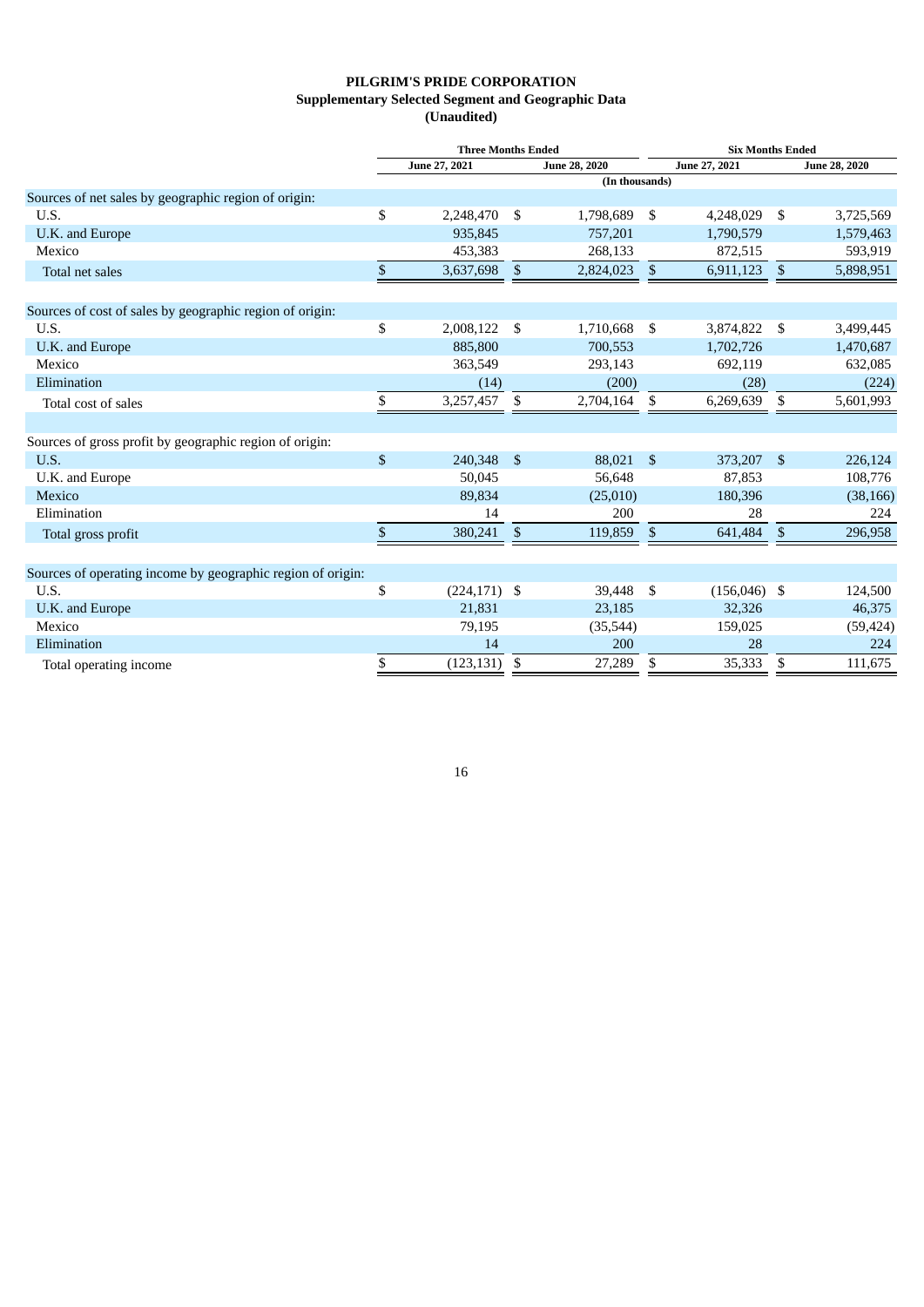**PILGRIM'S PRIDE CORPORATION**
**Supplementary Selected Segment and Geographic Data**
**(Unaudited)**

| | Three Months Ended | | Six Months Ended | |
|---|---|---|---|---|
| | June 27, 2021 | June 28, 2020 | June 27, 2021 | June 28, 2020 |
| | (In thousands) | | | |
| Sources of net sales by geographic region of origin: | | | | |
| U.S. | $ 2,248,470 | $ 1,798,689 | $ 4,248,029 | $ 3,725,569 |
| U.K. and Europe | 935,845 | 757,201 | 1,790,579 | 1,579,463 |
| Mexico | 453,383 | 268,133 | 872,515 | 593,919 |
| Total net sales | $ 3,637,698 | $ 2,824,023 | $ 6,911,123 | $ 5,898,951 |
| | | | | |
| Sources of cost of sales by geographic region of origin: | | | | |
| U.S. | $ 2,008,122 | $ 1,710,668 | $ 3,874,822 | $ 3,499,445 |
| U.K. and Europe | 885,800 | 700,553 | 1,702,726 | 1,470,687 |
| Mexico | 363,549 | 293,143 | 692,119 | 632,085 |
| Elimination | (14) | (200) | (28) | (224) |
| Total cost of sales | $ 3,257,457 | $ 2,704,164 | $ 6,269,639 | $ 5,601,993 |
| | | | | |
| Sources of gross profit by geographic region of origin: | | | | |
| U.S. | $ 240,348 | $ 88,021 | $ 373,207 | $ 226,124 |
| U.K. and Europe | 50,045 | 56,648 | 87,853 | 108,776 |
| Mexico | 89,834 | (25,010) | 180,396 | (38,166) |
| Elimination | 14 | 200 | 28 | 224 |
| Total gross profit | $ 380,241 | $ 119,859 | $ 641,484 | $ 296,958 |
| | | | | |
| Sources of operating income by geographic region of origin: | | | | |
| U.S. | $ (224,171) | $ 39,448 | $ (156,046) | $ 124,500 |
| U.K. and Europe | 21,831 | 23,185 | 32,326 | 46,375 |
| Mexico | 79,195 | (35,544) | 159,025 | (59,424) |
| Elimination | 14 | 200 | 28 | 224 |
| Total operating income | $ (123,131) | $ 27,289 | $ 35,333 | $ 111,675 |